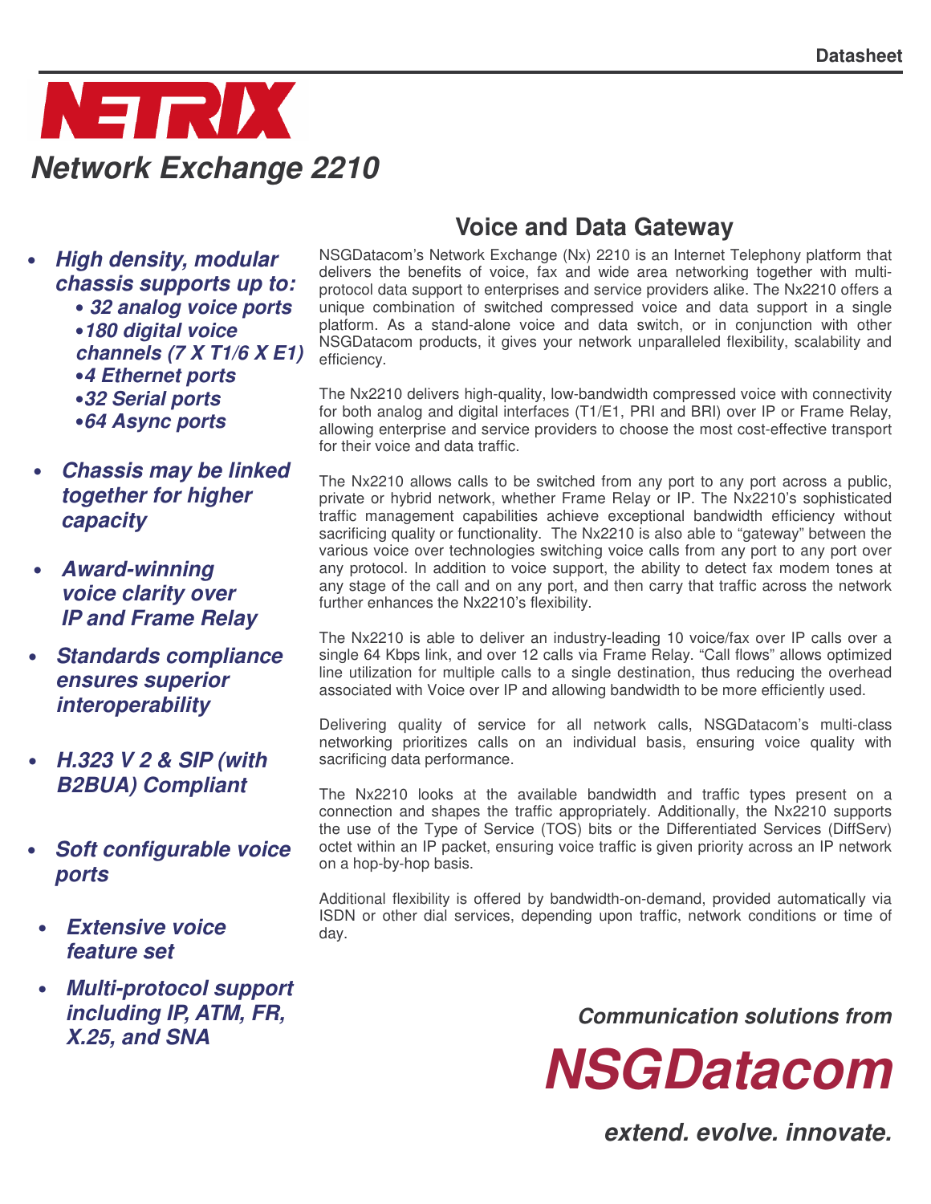Datasheet

# NETRIX

## *Network Exchange 2210*

- ***High density, modular chassis supports up to:***
  - ***32 analog voice ports***
  - ***180 digital voice channels (7 X T1/6 X E1)***
  - ***4 Ethernet ports***
  - ***32 Serial ports***
  - ***64 Async ports***
- ***Chassis may be linked together for higher capacity***
- ***Award-winning voice clarity over IP and Frame Relay***
- ***Standards compliance ensures superior interoperability***
- ***H.323 V 2 & SIP (with B2BUA) Compliant***
- ***Soft configurable voice ports***
- ***Extensive voice feature set***
- ***Multi-protocol support including IP, ATM, FR, X.25, and SNA***

## Voice and Data Gateway

NSGDatacom's Network Exchange (Nx) 2210 is an Internet Telephony platform that delivers the benefits of voice, fax and wide area networking together with multi-protocol data support to enterprises and service providers alike. The Nx2210 offers a unique combination of switched compressed voice and data support in a single platform. As a stand-alone voice and data switch, or in conjunction with other NSGDatacom products, it gives your network unparalleled flexibility, scalability and efficiency.

The Nx2210 delivers high-quality, low-bandwidth compressed voice with connectivity for both analog and digital interfaces (T1/E1, PRI and BRI) over IP or Frame Relay, allowing enterprise and service providers to choose the most cost-effective transport for their voice and data traffic.

The Nx2210 allows calls to be switched from any port to any port across a public, private or hybrid network, whether Frame Relay or IP. The Nx2210's sophisticated traffic management capabilities achieve exceptional bandwidth efficiency without sacrificing quality or functionality. The Nx2210 is also able to "gateway" between the various voice over technologies switching voice calls from any port to any port over any protocol. In addition to voice support, the ability to detect fax modem tones at any stage of the call and on any port, and then carry that traffic across the network further enhances the Nx2210's flexibility.

The Nx2210 is able to deliver an industry-leading 10 voice/fax over IP calls over a single 64 Kbps link, and over 12 calls via Frame Relay. "Call flows" allows optimized line utilization for multiple calls to a single destination, thus reducing the overhead associated with Voice over IP and allowing bandwidth to be more efficiently used.

Delivering quality of service for all network calls, NSGDatacom's multi-class networking prioritizes calls on an individual basis, ensuring voice quality with sacrificing data performance.

The Nx2210 looks at the available bandwidth and traffic types present on a connection and shapes the traffic appropriately. Additionally, the Nx2210 supports the use of the Type of Service (TOS) bits or the Differentiated Services (DiffServ) octet within an IP packet, ensuring voice traffic is given priority across an IP network on a hop-by-hop basis.

Additional flexibility is offered by bandwidth-on-demand, provided automatically via ISDN or other dial services, depending upon traffic, network conditions or time of day.

***Communication solutions from***

***NSGDatacom***

***extend. evolve. innovate.***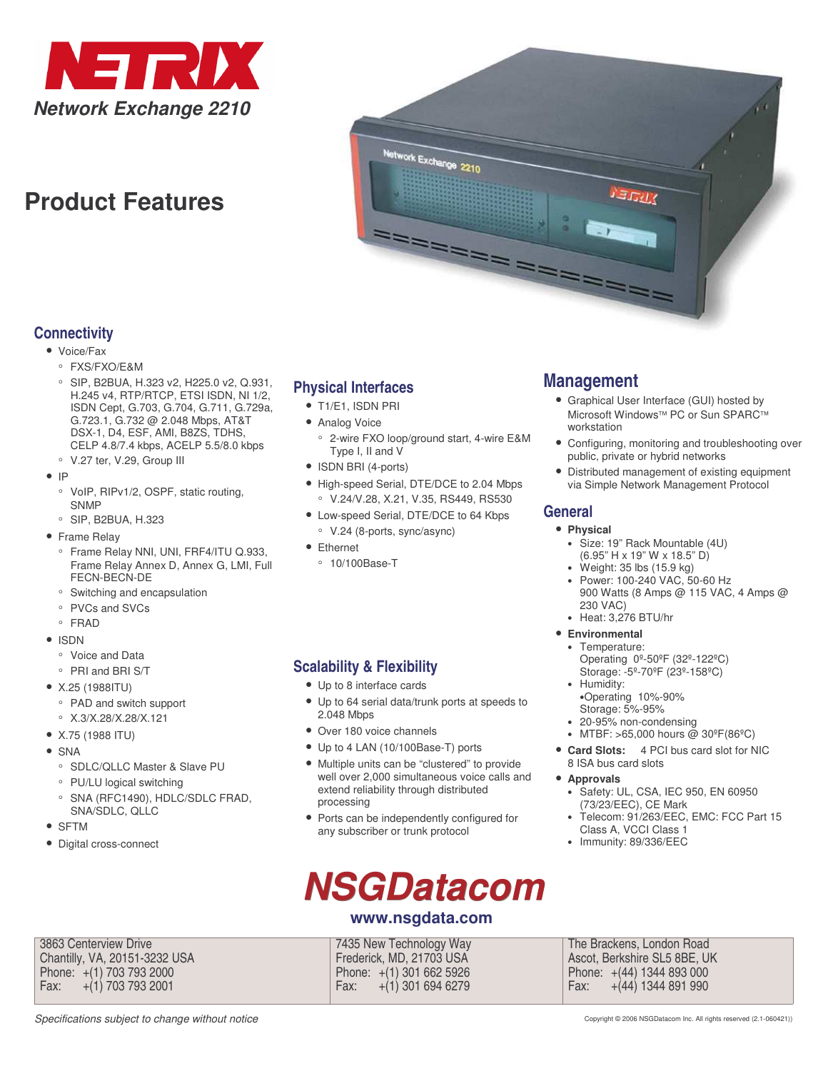# NETRIX

*Network Exchange 2210*

# Product Features

## Connectivity

- Voice/Fax
  - FXS/FXO/E&M
  - SIP, B2BUA, H.323 v2, H225.0 v2, Q.931, H.245 v4, RTP/RTCP, ETSI ISDN, NI 1/2, ISDN Cept, G.703, G.704, G.711, G.729a, G.723.1, G.732 @ 2.048 Mbps, AT&T DSX-1, D4, ESF, AMI, B8ZS, TDHS, CELP 4.8/7.4 kbps, ACELP 5.5/8.0 kbps
  - V.27 ter, V.29, Group III
- IP
  - VoIP, RIPv1/2, OSPF, static routing, SNMP
  - SIP, B2BUA, H.323
- Frame Relay
  - Frame Relay NNI, UNI, FRF4/ITU Q.933, Frame Relay Annex D, Annex G, LMI, Full FECN-BECN-DE
  - Switching and encapsulation
  - PVCs and SVCs
  - FRAD
- ISDN
  - Voice and Data
  - PRI and BRI S/T
- X.25 (1988ITU)
  - PAD and switch support
  - X.3/X.28/X.28/X.121
- X.75 (1988 ITU)
- SNA
  - SDLC/QLLC Master & Slave PU
  - PU/LU logical switching
  - SNA (RFC1490), HDLC/SDLC FRAD, SNA/SDLC, QLLC
- SFTM
- Digital cross-connect

## Physical Interfaces

- T1/E1, ISDN PRI
- Analog Voice
  - 2-wire FXO loop/ground start, 4-wire E&M Type I, II and V
- ISDN BRI (4-ports)
- High-speed Serial, DTE/DCE to 2.04 Mbps
  - V.24/V.28, X.21, V.35, RS449, RS530
- Low-speed Serial, DTE/DCE to 64 Kbps
  - V.24 (8-ports, sync/async)
- Ethernet
  - 10/100Base-T

## Scalability & Flexibility

- Up to 8 interface cards
- Up to 64 serial data/trunk ports at speeds to 2.048 Mbps
- Over 180 voice channels
- Up to 4 LAN (10/100Base-T) ports
- Multiple units can be "clustered" to provide well over 2,000 simultaneous voice calls and extend reliability through distributed processing
- Ports can be independently configured for any subscriber or trunk protocol

## Management

- Graphical User Interface (GUI) hosted by Microsoft Windows™ PC or Sun SPARC™ workstation
- Configuring, monitoring and troubleshooting over public, private or hybrid networks
- Distributed management of existing equipment via Simple Network Management Protocol

## General

- **Physical**
  - Size: 19" Rack Mountable (4U) (6.95" H x 19" W x 18.5" D)
  - Weight: 35 lbs (15.9 kg)
  - Power: 100-240 VAC, 50-60 Hz 900 Watts (8 Amps @ 115 VAC, 4 Amps @ 230 VAC)
  - Heat: 3,276 BTU/hr
- **Environmental**
  - Temperature: Operating 0º-50ºF (32º-122ºC) Storage: -5º-70ºF (23º-158ºC)
  - Humidity: •Operating 10%-90% Storage: 5%-95%
  - 20-95% non-condensing
  - MTBF: >65,000 hours @ 30ºF(86ºC)
- **Card Slots:** 4 PCI bus card slot for NIC 8 ISA bus card slots
- **Approvals**
  - Safety: UL, CSA, IEC 950, EN 60950 (73/23/EEC), CE Mark
  - Telecom: 91/263/EEC, EMC: FCC Part 15 Class A, VCCI Class 1
  - Immunity: 89/336/EEC

**NSGDatacom**

**www.nsgdata.com**

| | | |
|---|---|---|
| 3863 Centerview Drive<br>Chantilly, VA, 20151-3232 USA<br>Phone: +(1) 703 793 2000<br>Fax: +(1) 703 793 2001 | 7435 New Technology Way<br>Frederick, MD, 21703 USA<br>Phone: +(1) 301 662 5926<br>Fax: +(1) 301 694 6279 | The Brackens, London Road<br>Ascot, Berkshire SL5 8BE, UK<br>Phone: +(44) 1344 893 000<br>Fax: +(44) 1344 891 990 |

*Specifications subject to change without notice*

Copyright © 2006 NSGDatacom Inc. All rights reserved (2.1-060421))